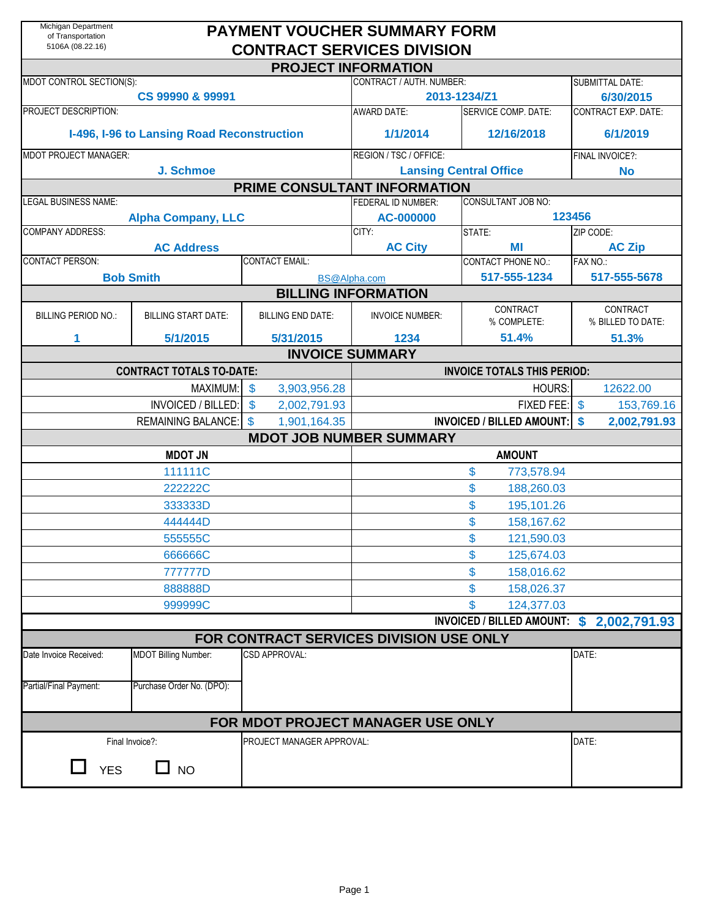Michigan Department of Transportation
5106A (08.22.16)

# PAYMENT VOUCHER SUMMARY FORM
# CONTRACT SERVICES DIVISION

## PROJECT INFORMATION

| MDOT CONTROL SECTION(S): | CONTRACT / AUTH. NUMBER: | | SUBMITTAL DATE: |
|---|---|---|---|
| CS 99990 & 99991 | 2013-1234/Z1 | | 6/30/2015 |
| PROJECT DESCRIPTION: | AWARD DATE: | SERVICE COMP. DATE: | CONTRACT EXP. DATE: |
| I-496, I-96 to Lansing Road Reconstruction | 1/1/2014 | 12/16/2018 | 6/1/2019 |
| MDOT PROJECT MANAGER: | REGION / TSC / OFFICE: | | FINAL INVOICE?: |
| J. Schmoe | Lansing Central Office | | No |

## PRIME CONSULTANT INFORMATION

| LEGAL BUSINESS NAME: | | FEDERAL ID NUMBER: | CONSULTANT JOB NO: | |
|---|---|---|---|---|
| Alpha Company, LLC | | AC-000000 | 123456 | |
| COMPANY ADDRESS: | | CITY: | STATE: | ZIP CODE: |
| AC Address | | AC City | MI | AC Zip |
| CONTACT PERSON: | CONTACT EMAIL: | | CONTACT PHONE NO.: | FAX NO.: |
| Bob Smith | BS@Alpha.com | | 517-555-1234 | 517-555-5678 |

## BILLING INFORMATION

| BILLING PERIOD NO.: | BILLING START DATE: | BILLING END DATE: | INVOICE NUMBER: | CONTRACT % COMPLETE: | CONTRACT % BILLED TO DATE: |
|---|---|---|---|---|---|
| 1 | 5/1/2015 | 5/31/2015 | 1234 | 51.4% | 51.3% |

## INVOICE SUMMARY

| CONTRACT TOTALS TO-DATE: | | INVOICE TOTALS THIS PERIOD: | |
|---|---|---|---|
| MAXIMUM: | $ 3,903,956.28 | HOURS: | 12622.00 |
| INVOICED / BILLED: | $ 2,002,791.93 | FIXED FEE: | $ 153,769.16 |
| REMAINING BALANCE: | $ 1,901,164.35 | **INVOICED / BILLED AMOUNT:** | **$ 2,002,791.93** |

## MDOT JOB NUMBER SUMMARY

| MDOT JN | AMOUNT |
|---|---|
| 111111C | $ 773,578.94 |
| 222222C | $ 188,260.03 |
| 333333D | $ 195,101.26 |
| 444444D | $ 158,167.62 |
| 555555C | $ 121,590.03 |
| 666666C | $ 125,674.03 |
| 777777D | $ 158,016.62 |
| 888888D | $ 158,026.37 |
| 999999C | $ 124,377.03 |
| **INVOICED / BILLED AMOUNT:** | **$ 2,002,791.93** |

## FOR CONTRACT SERVICES DIVISION USE ONLY

| Date Invoice Received: | MDOT Billing Number: | CSD APPROVAL: | DATE: |
|---|---|---|---|
| Partial/Final Payment: | Purchase Order No. (DPO): | | |

## FOR MDOT PROJECT MANAGER USE ONLY

| Final Invoice?: | PROJECT MANAGER APPROVAL: | DATE: |
|---|---|---|
| ☐ YES ☐ NO | | |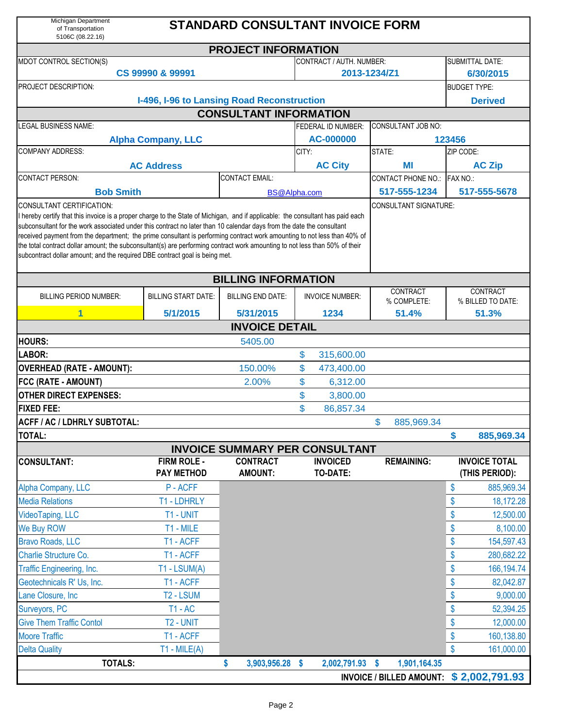Michigan Department of Transportation
5106C (08.22.16)

# STANDARD CONSULTANT INVOICE FORM

## PROJECT INFORMATION

| MDOT CONTROL SECTION(S): | CONTRACT / AUTH. NUMBER: | SUBMITTAL DATE: |
|---|---|---|
| CS 99990 & 99991 | 2013-1234/Z1 | 6/30/2015 |

| PROJECT DESCRIPTION: | BUDGET TYPE: |
|---|---|
| I-496, I-96 to Lansing Road Reconstruction | Derived |

## CONSULTANT INFORMATION

| LEGAL BUSINESS NAME: | FEDERAL ID NUMBER: | CONSULTANT JOB NO: |
|---|---|---|
| Alpha Company, LLC | AC-000000 | 123456 |

| COMPANY ADDRESS: | CITY: | STATE: | ZIP CODE: |
|---|---|---|---|
| AC Address | AC City | MI | AC Zip |

| CONTACT PERSON: | CONTACT EMAIL: | CONTACT PHONE NO.: | FAX NO.: |
|---|---|---|---|
| Bob Smith | BS@Alpha.com | 517-555-1234 | 517-555-5678 |

CONSULTANT CERTIFICATION:
I hereby certify that this invoice is a proper charge to the State of Michigan, and if applicable: the consultant has paid each subconsultant for the work associated under this contract no later than 10 calendar days from the date the consultant received payment from the department; the prime consultant is performing contract work amounting to not less than 40% of the total contract dollar amount; the subconsultant(s) are performing contract work amounting to not less than 50% of their subcontract dollar amount; and the required DBE contract goal is being met.

CONSULTANT SIGNATURE:

## BILLING INFORMATION

| BILLING PERIOD NUMBER: | BILLING START DATE: | BILLING END DATE: | INVOICE NUMBER: | CONTRACT % COMPLETE: | CONTRACT % BILLED TO DATE: |
|---|---|---|---|---|---|
| 1 | 5/1/2015 | 5/31/2015 | 1234 | 51.4% | 51.3% |

## INVOICE DETAIL

| | | | | |
|---|---|---|---|---|
| **HOURS:** | 5405.00 | | | |
| **LABOR:** | | $ 315,600.00 | | |
| **OVERHEAD (RATE - AMOUNT):** | 150.00% | $ 473,400.00 | | |
| **FCC (RATE - AMOUNT)** | 2.00% | $ 6,312.00 | | |
| **OTHER DIRECT EXPENSES:** | | $ 3,800.00 | | |
| **FIXED FEE:** | | $ 86,857.34 | | |
| **ACFF / AC / LDHRLY SUBTOTAL:** | | | $ 885,969.34 | |
| **TOTAL:** | | | | $ 885,969.34 |

## INVOICE SUMMARY PER CONSULTANT

| CONSULTANT: | FIRM ROLE - PAY METHOD | CONTRACT AMOUNT: | INVOICED TO-DATE: | REMAINING: | INVOICE TOTAL (THIS PERIOD): |
|---|---|---|---|---|---|
| Alpha Company, LLC | P - ACFF | | | | $ 885,969.34 |
| Media Relations | T1 - LDHRLY | | | | $ 18,172.28 |
| VideoTaping, LLC | T1 - UNIT | | | | $ 12,500.00 |
| We Buy ROW | T1 - MILE | | | | $ 8,100.00 |
| Bravo Roads, LLC | T1 - ACFF | | | | $ 154,597.43 |
| Charlie Structure Co. | T1 - ACFF | | | | $ 280,682.22 |
| Traffic Engineering, Inc. | T1 - LSUM(A) | | | | $ 166,194.74 |
| Geotechnicals R' Us, Inc. | T1 - ACFF | | | | $ 82,042.87 |
| Lane Closure, Inc | T2 - LSUM | | | | $ 9,000.00 |
| Surveyors, PC | T1 - AC | | | | $ 52,394.25 |
| Give Them Traffic Contol | T2 - UNIT | | | | $ 12,000.00 |
| Moore Traffic | T1 - ACFF | | | | $ 160,138.80 |
| Delta Quality | T1 - MILE(A) | | | | $ 161,000.00 |
| **TOTALS:** | | **$ 3,903,956.28** | **$ 2,002,791.93** | **$ 1,901,164.35** | |
| | | | | **INVOICE / BILLED AMOUNT:** | **$ 2,002,791.93** |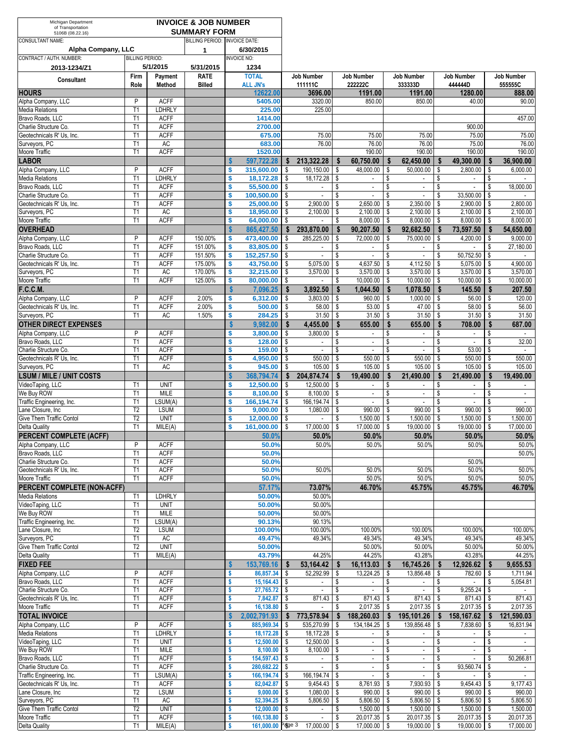Michigan Department of Transportation
5106B (08.22.16)

# INVOICE & JOB NUMBER SUMMARY FORM

| CONSULTANT NAME: | | | BILLING PERIOD: | INVOICE DATE: |
|---|---|---|---|---|
| Alpha Company, LLC | | | 1 | 6/30/2015 |
| CONTRACT / AUTH. NUMBER: | BILLING PERIOD: | | | INVOICE NO: |
| 2013-1234/Z1 | 5/1/2015 | | 5/31/2015 | 1234 |

| Consultant | Firm Role | Payment Method | RATE Billed | TOTAL ALL JN's | Job Number 111111C | Job Number 222222C | Job Number 333333D | Job Number 444444D | Job Number 555555C |
|---|---|---|---|---|---|---|---|---|---|
| **HOURS** | | | | **12622.00** | **3696.00** | **1191.00** | **1191.00** | **1280.00** | **888.00** |
| Alpha Company, LLC | P | ACFF | | 5405.00 | 3320.00 | 850.00 | 850.00 | 40.00 | 90.00 |
| Media Relations | T1 | LDHRLY | | 225.00 | 225.00 | | | | |
| Bravo Roads, LLC | T1 | ACFF | | 1414.00 | | | | | 457.00 |
| Charlie Structure Co. | T1 | ACFF | | 2700.00 | | | | 900.00 | |
| Geotechnicals R' Us, Inc. | T1 | ACFF | | 675.00 | 75.00 | 75.00 | 75.00 | 75.00 | 75.00 |
| Surveyors, PC | T1 | AC | | 683.00 | 76.00 | 76.00 | 76.00 | 75.00 | 76.00 |
| Moore Traffic | T1 | ACFF | | 1520.00 | | 190.00 | 190.00 | 190.00 | 190.00 |
| **LABOR** | | | | **$ 597,722.28** | **$ 213,322.28** | **$ 60,750.00** | **$ 62,450.00** | **$ 49,300.00** | **$ 36,900.00** |
| Alpha Company, LLC | P | ACFF | | $ 315,600.00 | $ 190,150.00 | $ 48,000.00 | $ 50,000.00 | $ 2,800.00 | $ 6,000.00 |
| Media Relations | T1 | LDHRLY | | $ 18,172.28 | $ 18,172.28 | $ - | $ - | $ - | $ - |
| Bravo Roads, LLC | T1 | ACFF | | $ 55,500.00 | $ - | $ - | $ - | $ - | $ 18,000.00 |
| Charlie Structure Co. | T1 | ACFF | | $ 100,500.00 | $ - | $ - | $ - | $ 33,500.00 | $ - |
| Geotechnicals R' Us, Inc. | T1 | ACFF | | $ 25,000.00 | $ 2,900.00 | $ 2,650.00 | $ 2,350.00 | $ 2,900.00 | $ 2,800.00 |
| Surveyors, PC | T1 | AC | | $ 18,950.00 | $ 2,100.00 | $ 2,100.00 | $ 2,100.00 | $ 2,100.00 | $ 2,100.00 |
| Moore Traffic | T1 | ACFF | | $ 64,000.00 | $ - | $ 8,000.00 | $ 8,000.00 | $ 8,000.00 | $ 8,000.00 |
| **OVERHEAD** | | | | **$ 865,427.50** | **$ 293,870.00** | **$ 90,207.50** | **$ 92,682.50** | **$ 73,597.50** | **$ 54,650.00** |
| Alpha Company, LLC | P | ACFF | 150.00% | $ 473,400.00 | $ 285,225.00 | $ 72,000.00 | $ 75,000.00 | $ 4,200.00 | $ 9,000.00 |
| Bravo Roads, LLC | T1 | ACFF | 151.00% | $ 83,805.00 | $ - | $ - | $ - | $ - | $ 27,180.00 |
| Charlie Structure Co. | T1 | ACFF | 151.50% | $ 152,257.50 | $ - | $ - | $ - | $ 50,752.50 | $ - |
| Geotechnicals R' Us, Inc. | T1 | ACFF | 175.00% | $ 43,750.00 | $ 5,075.00 | $ 4,637.50 | $ 4,112.50 | $ 5,075.00 | $ 4,900.00 |
| Surveyors, PC | T1 | AC | 170.00% | $ 32,215.00 | $ 3,570.00 | $ 3,570.00 | $ 3,570.00 | $ 3,570.00 | $ 3,570.00 |
| Moore Traffic | T1 | ACFF | 125.00% | $ 80,000.00 | $ - | $ 10,000.00 | $ 10,000.00 | $ 10,000.00 | $ 10,000.00 |
| **F.C.C.M.** | | | | **$ 7,096.25** | **$ 3,892.50** | **$ 1,044.50** | **$ 1,078.50** | **$ 145.50** | **$ 207.50** |
| Alpha Company, LLC | P | ACFF | 2.00% | $ 6,312.00 | $ 3,803.00 | $ 960.00 | $ 1,000.00 | $ 56.00 | $ 120.00 |
| Geotechnicals R' Us, Inc. | T1 | ACFF | 2.00% | $ 500.00 | $ 58.00 | $ 53.00 | $ 47.00 | $ 58.00 | $ 56.00 |
| Surveyors, PC | T1 | AC | 1.50% | $ 284.25 | $ 31.50 | $ 31.50 | $ 31.50 | $ 31.50 | $ 31.50 |
| **OTHER DIRECT EXPENSES** | | | | **$ 9,982.00** | **$ 4,455.00** | **$ 655.00** | **$ 655.00** | **$ 708.00** | **$ 687.00** |
| Alpha Company, LLC | P | ACFF | | $ 3,800.00 | $ 3,800.00 | $ - | $ - | $ - | $ - |
| Bravo Roads, LLC | T1 | ACFF | | $ 128.00 | $ - | $ - | $ - | $ - | $ 32.00 |
| Charlie Structure Co. | T1 | ACFF | | $ 159.00 | $ - | $ - | $ - | $ 53.00 | $ - |
| Geotechnicals R' Us, Inc. | T1 | ACFF | | $ 4,950.00 | $ 550.00 | $ 550.00 | $ 550.00 | $ 550.00 | $ 550.00 |
| Surveyors, PC | T1 | AC | | $ 945.00 | $ 105.00 | $ 105.00 | $ 105.00 | $ 105.00 | $ 105.00 |
| **LSUM / MILE / UNIT COSTS** | | | | **$ 368,794.74** | **$ 204,874.74** | **$ 19,490.00** | **$ 21,490.00** | **$ 21,490.00** | **$ 19,490.00** |
| VideoTaping, LLC | T1 | UNIT | | $ 12,500.00 | $ 12,500.00 | $ - | $ - | $ - | $ - |
| We Buy ROW | T1 | MILE | | $ 8,100.00 | $ 8,100.00 | $ - | $ - | $ - | $ - |
| Traffic Engineering, Inc. | T1 | LSUM(A) | | $ 166,194.74 | $ 166,194.74 | $ - | $ - | $ - | $ - |
| Lane Closure, Inc | T2 | LSUM | | $ 9,000.00 | $ 1,080.00 | $ 990.00 | $ 990.00 | $ 990.00 | $ 990.00 |
| Give Them Traffic Contol | T2 | UNIT | | $ 12,000.00 | $ - | $ 1,500.00 | $ 1,500.00 | $ 1,500.00 | $ 1,500.00 |
| Delta Quality | T1 | MILE(A) | | $ 161,000.00 | $ 17,000.00 | $ 17,000.00 | $ 19,000.00 | $ 19,000.00 | $ 17,000.00 |
| **PERCENT COMPLETE (ACFF)** | | | | **50.0%** | **50.0%** | **50.0%** | **50.0%** | **50.0%** | **50.0%** |
| Alpha Company, LLC | P | ACFF | | 50.0% | 50.0% | 50.0% | 50.0% | 50.0% | 50.0% |
| Bravo Roads, LLC | T1 | ACFF | | 50.0% | | | | | 50.0% |
| Charlie Structure Co. | T1 | ACFF | | 50.0% | | | | 50.0% | |
| Geotechnicals R' Us, Inc. | T1 | ACFF | | 50.0% | 50.0% | 50.0% | 50.0% | 50.0% | 50.0% |
| Moore Traffic | T1 | ACFF | | 50.0% | | 50.0% | 50.0% | 50.0% | 50.0% |
| **PERCENT COMPLETE (NON-ACFF)** | | | | **57.17%** | **73.07%** | **46.70%** | **45.75%** | **45.75%** | **46.70%** |
| Media Relations | T1 | LDHRLY | | 50.00% | 50.00% | | | | |
| VideoTaping, LLC | T1 | UNIT | | 50.00% | 50.00% | | | | |
| We Buy ROW | T1 | MILE | | 50.00% | 50.00% | | | | |
| Traffic Engineering, Inc. | T1 | LSUM(A) | | 90.13% | 90.13% | | | | |
| Lane Closure, Inc | T2 | LSUM | | 100.00% | 100.00% | 100.00% | 100.00% | 100.00% | 100.00% |
| Surveyors, PC | T1 | AC | | 49.47% | 49.34% | 49.34% | 49.34% | 49.34% | 49.34% |
| Give Them Traffic Contol | T2 | UNIT | | 50.00% | | 50.00% | 50.00% | 50.00% | 50.00% |
| Delta Quality | T1 | MILE(A) | | 43.79% | 44.25% | 44.25% | 43.28% | 43.28% | 44.25% |
| **FIXED FEE** | | | | **$ 153,769.16** | **$ 53,164.42** | **$ 16,113.03** | **$ 16,745.26** | **$ 12,926.62** | **$ 9,655.53** |
| Alpha Company, LLC | P | ACFF | | $ 86,857.34 | $ 52,292.99 | $ 13,224.25 | $ 13,856.48 | $ 782.60 | $ 1,711.94 |
| Bravo Roads, LLC | T1 | ACFF | | $ 15,164.43 | $ - | $ - | $ - | $ - | $ 5,054.81 |
| Charlie Structure Co. | T1 | ACFF | | $ 27,765.72 | $ - | $ - | $ - | $ 9,255.24 | $ - |
| Geotechnicals R' Us, Inc. | T1 | ACFF | | $ 7,842.87 | $ 871.43 | $ 871.43 | $ 871.43 | $ 871.43 | $ 871.43 |
| Moore Traffic | T1 | ACFF | | $ 16,138.80 | $ - | $ 2,017.35 | $ 2,017.35 | $ 2,017.35 | $ 2,017.35 |
| **TOTAL INVOICE** | | | | **$ 2,002,791.93** | **$ 773,578.94** | **$ 188,260.03** | **$ 195,101.26** | **$ 158,167.62** | **$ 121,590.03** |
| Alpha Company, LLC | P | ACFF | | $ 885,969.34 | $ 535,270.99 | $ 134,184.25 | $ 139,856.48 | $ 7,838.60 | $ 16,831.94 |
| Media Relations | T1 | LDHRLY | | $ 18,172.28 | $ 18,172.28 | $ - | $ - | $ - | $ - |
| VideoTaping, LLC | T1 | UNIT | | $ 12,500.00 | $ 12,500.00 | $ - | $ - | $ - | $ - |
| We Buy ROW | T1 | MILE | | $ 8,100.00 | $ 8,100.00 | $ - | $ - | $ - | $ - |
| Bravo Roads, LLC | T1 | ACFF | | $ 154,597.43 | $ - | $ - | $ - | $ - | $ 50,266.81 |
| Charlie Structure Co. | T1 | ACFF | | $ 280,682.22 | $ - | $ - | $ - | $ 93,560.74 | $ - |
| Traffic Engineering, Inc. | T1 | LSUM(A) | | $ 166,194.74 | $ 166,194.74 | $ - | $ - | $ - | $ - |
| Geotechnicals R' Us, Inc. | T1 | ACFF | | $ 82,042.87 | $ 9,454.43 | $ 8,761.93 | $ 7,930.93 | $ 9,454.43 | $ 9,177.43 |
| Lane Closure, Inc | T2 | LSUM | | $ 9,000.00 | $ 1,080.00 | $ 990.00 | $ 990.00 | $ 990.00 | $ 990.00 |
| Surveyors, PC | T1 | AC | | $ 52,394.25 | $ 5,806.50 | $ 5,806.50 | $ 5,806.50 | $ 5,806.50 | $ 5,806.50 |
| Give Them Traffic Contol | T2 | UNIT | | $ 12,000.00 | $ - | $ 1,500.00 | $ 1,500.00 | $ 1,500.00 | $ 1,500.00 |
| Moore Traffic | T1 | ACFF | | $ 160,138.80 | $ - | $ 20,017.35 | $ 20,017.35 | $ 20,017.35 | $ 20,017.35 |
| Delta Quality | T1 | MILE(A) | | $ 161,000.00 | $ 17,000.00 | $ 17,000.00 | $ 19,000.00 | $ 19,000.00 | $ 17,000.00 |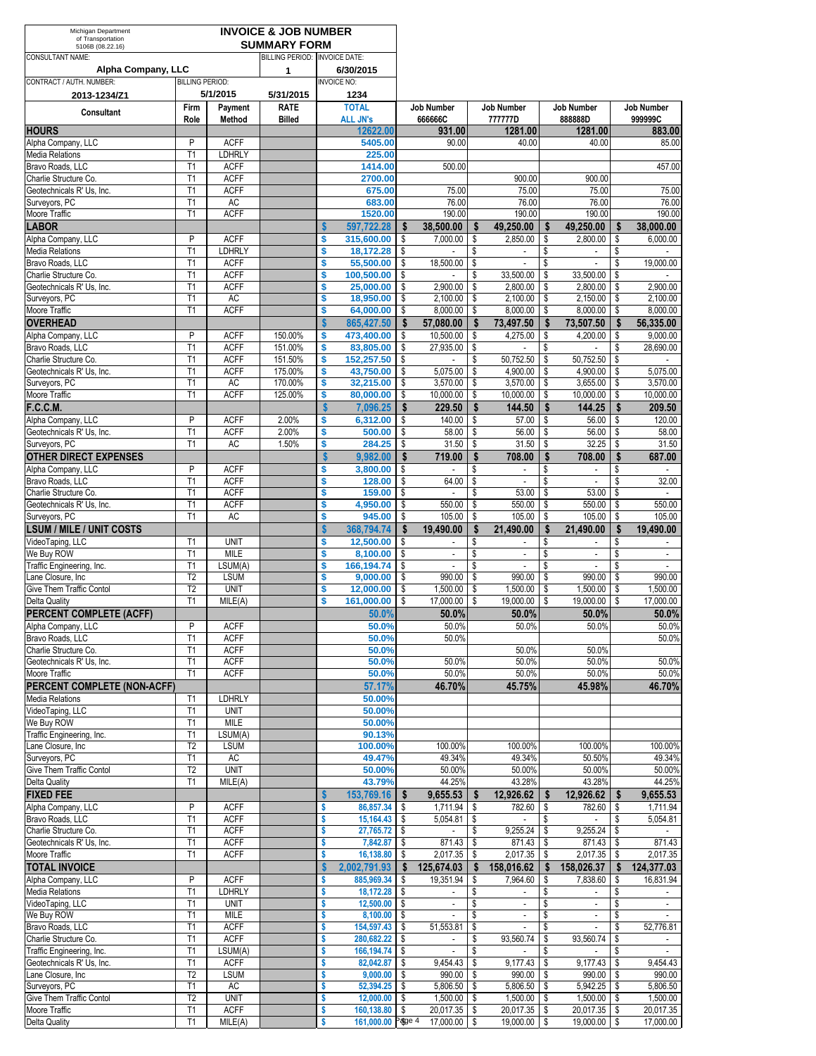Michigan Department of Transportation
5106B (08.22.16)

# INVOICE & JOB NUMBER SUMMARY FORM

| CONSULTANT NAME: | | | BILLING PERIOD: | INVOICE DATE: |
|---|---|---|---|---|
| **Alpha Company, LLC** | | | 1 | 6/30/2015 |
| CONTRACT / AUTH. NUMBER: | BILLING PERIOD: | | | INVOICE NO: |
| **2013-1234/Z1** | 5/1/2015 | | 5/31/2015 | 1234 |

| Consultant | Firm Role | Payment Method | RATE Billed | TOTAL ALL JN's | Job Number 666666C | Job Number 777777D | Job Number 888888D | Job Number 999999C |
|---|---|---|---|---|---|---|---|---|
| **HOURS** | | | | **12622.00** | **931.00** | **1281.00** | **1281.00** | **883.00** |
| Alpha Company, LLC | P | ACFF | | 5405.00 | 90.00 | 40.00 | 40.00 | 85.00 |
| Media Relations | T1 | LDHRLY | | 225.00 | | | | |
| Bravo Roads, LLC | T1 | ACFF | | 1414.00 | 500.00 | | | 457.00 |
| Charlie Structure Co. | T1 | ACFF | | 2700.00 | | 900.00 | 900.00 | |
| Geotechnicals R' Us, Inc. | T1 | ACFF | | 675.00 | 75.00 | 75.00 | 75.00 | 75.00 |
| Surveyors, PC | T1 | AC | | 683.00 | 76.00 | 76.00 | 76.00 | 76.00 |
| Moore Traffic | T1 | ACFF | | 1520.00 | 190.00 | 190.00 | 190.00 | 190.00 |
| **LABOR** | | | | **$ 597,722.28** | **$ 38,500.00** | **$ 49,250.00** | **$ 49,250.00** | **$ 38,000.00** |
| Alpha Company, LLC | P | ACFF | | $ 315,600.00 | $ 7,000.00 | $ 2,850.00 | $ 2,800.00 | $ 6,000.00 |
| Media Relations | T1 | LDHRLY | | $ 18,172.28 | $ - | $ - | $ - | $ - |
| Bravo Roads, LLC | T1 | ACFF | | $ 55,500.00 | $ 18,500.00 | $ - | $ - | $ 19,000.00 |
| Charlie Structure Co. | T1 | ACFF | | $ 100,500.00 | $ - | $ 33,500.00 | $ 33,500.00 | $ - |
| Geotechnicals R' Us, Inc. | T1 | ACFF | | $ 25,000.00 | $ 2,900.00 | $ 2,800.00 | $ 2,800.00 | $ 2,900.00 |
| Surveyors, PC | T1 | AC | | $ 18,950.00 | $ 2,100.00 | $ 2,100.00 | $ 2,150.00 | $ 2,100.00 |
| Moore Traffic | T1 | ACFF | | $ 64,000.00 | $ 8,000.00 | $ 8,000.00 | $ 8,000.00 | $ 8,000.00 |
| **OVERHEAD** | | | | **$ 865,427.50** | **$ 57,080.00** | **$ 73,497.50** | **$ 73,507.50** | **$ 56,335.00** |
| Alpha Company, LLC | P | ACFF | 150.00% | $ 473,400.00 | $ 10,500.00 | $ 4,275.00 | $ 4,200.00 | $ 9,000.00 |
| Bravo Roads, LLC | T1 | ACFF | 151.00% | $ 83,805.00 | $ 27,935.00 | $ - | $ - | $ 28,690.00 |
| Charlie Structure Co. | T1 | ACFF | 151.50% | $ 152,257.50 | $ - | $ 50,752.50 | $ 50,752.50 | $ - |
| Geotechnicals R' Us, Inc. | T1 | ACFF | 175.00% | $ 43,750.00 | $ 5,075.00 | $ 4,900.00 | $ 4,900.00 | $ 5,075.00 |
| Surveyors, PC | T1 | AC | 170.00% | $ 32,215.00 | $ 3,570.00 | $ 3,570.00 | $ 3,655.00 | $ 3,570.00 |
| Moore Traffic | T1 | ACFF | 125.00% | $ 80,000.00 | $ 10,000.00 | $ 10,000.00 | $ 10,000.00 | $ 10,000.00 |
| **F.C.C.M.** | | | | **$ 7,096.25** | **$ 229.50** | **$ 144.50** | **$ 144.25** | **$ 209.50** |
| Alpha Company, LLC | P | ACFF | 2.00% | $ 6,312.00 | $ 140.00 | $ 57.00 | $ 56.00 | $ 120.00 |
| Geotechnicals R' Us, Inc. | T1 | ACFF | 2.00% | $ 500.00 | $ 58.00 | $ 56.00 | $ 56.00 | $ 58.00 |
| Surveyors, PC | T1 | AC | 1.50% | $ 284.25 | $ 31.50 | $ 31.50 | $ 32.25 | $ 31.50 |
| **OTHER DIRECT EXPENSES** | | | | **$ 9,982.00** | **$ 719.00** | **$ 708.00** | **$ 708.00** | **$ 687.00** |
| Alpha Company, LLC | P | ACFF | | $ 3,800.00 | $ - | $ - | $ - | $ - |
| Bravo Roads, LLC | T1 | ACFF | | $ 128.00 | $ 64.00 | $ - | $ - | $ 32.00 |
| Charlie Structure Co. | T1 | ACFF | | $ 159.00 | $ - | $ 53.00 | $ 53.00 | $ - |
| Geotechnicals R' Us, Inc. | T1 | ACFF | | $ 4,950.00 | $ 550.00 | $ 550.00 | $ 550.00 | $ 550.00 |
| Surveyors, PC | T1 | AC | | $ 945.00 | $ 105.00 | $ 105.00 | $ 105.00 | $ 105.00 |
| **LSUM / MILE / UNIT COSTS** | | | | **$ 368,794.74** | **$ 19,490.00** | **$ 21,490.00** | **$ 21,490.00** | **$ 19,490.00** |
| VideoTaping, LLC | T1 | UNIT | | $ 12,500.00 | $ - | $ - | $ - | $ - |
| We Buy ROW | T1 | MILE | | $ 8,100.00 | $ - | $ - | $ - | $ - |
| Traffic Engineering, Inc. | T1 | LSUM(A) | | $ 166,194.74 | $ - | $ - | $ - | $ - |
| Lane Closure, Inc | T2 | LSUM | | $ 9,000.00 | $ 990.00 | $ 990.00 | $ 990.00 | $ 990.00 |
| Give Them Traffic Contol | T2 | UNIT | | $ 12,000.00 | $ 1,500.00 | $ 1,500.00 | $ 1,500.00 | $ 1,500.00 |
| Delta Quality | T1 | MILE(A) | | $ 161,000.00 | $ 17,000.00 | $ 19,000.00 | $ 19,000.00 | $ 17,000.00 |
| **PERCENT COMPLETE (ACFF)** | | | | **50.0%** | **50.0%** | **50.0%** | **50.0%** | **50.0%** |
| Alpha Company, LLC | P | ACFF | | 50.0% | 50.0% | 50.0% | 50.0% | 50.0% |
| Bravo Roads, LLC | T1 | ACFF | | 50.0% | 50.0% | | | 50.0% |
| Charlie Structure Co. | T1 | ACFF | | 50.0% | | 50.0% | 50.0% | |
| Geotechnicals R' Us, Inc. | T1 | ACFF | | 50.0% | 50.0% | 50.0% | 50.0% | 50.0% |
| Moore Traffic | T1 | ACFF | | 50.0% | 50.0% | 50.0% | 50.0% | 50.0% |
| **PERCENT COMPLETE (NON-ACFF)** | | | | **57.17%** | **46.70%** | **45.75%** | **45.98%** | **46.70%** |
| Media Relations | T1 | LDHRLY | | 50.00% | | | | |
| VideoTaping, LLC | T1 | UNIT | | 50.00% | | | | |
| We Buy ROW | T1 | MILE | | 50.00% | | | | |
| Traffic Engineering, Inc. | T1 | LSUM(A) | | 90.13% | | | | |
| Lane Closure, Inc | T2 | LSUM | | 100.00% | 100.00% | 100.00% | 100.00% | 100.00% |
| Surveyors, PC | T1 | AC | | 49.47% | 49.34% | 49.34% | 50.50% | 49.34% |
| Give Them Traffic Contol | T2 | UNIT | | 50.00% | 50.00% | 50.00% | 50.00% | 50.00% |
| Delta Quality | T1 | MILE(A) | | 43.79% | 44.25% | 43.28% | 43.28% | 44.25% |
| **FIXED FEE** | | | | **$ 153,769.16** | **$ 9,655.53** | **$ 12,926.62** | **$ 12,926.62** | **$ 9,655.53** |
| Alpha Company, LLC | P | ACFF | | $ 86,857.34 | $ 1,711.94 | $ 782.60 | $ 782.60 | $ 1,711.94 |
| Bravo Roads, LLC | T1 | ACFF | | $ 15,164.43 | $ 5,054.81 | $ - | $ - | $ 5,054.81 |
| Charlie Structure Co. | T1 | ACFF | | $ 27,765.72 | $ - | $ 9,255.24 | $ 9,255.24 | $ - |
| Geotechnicals R' Us, Inc. | T1 | ACFF | | $ 7,842.87 | $ 871.43 | $ 871.43 | $ 871.43 | $ 871.43 |
| Moore Traffic | T1 | ACFF | | $ 16,138.80 | $ 2,017.35 | $ 2,017.35 | $ 2,017.35 | $ 2,017.35 |
| **TOTAL INVOICE** | | | | **$ 2,002,791.93** | **$ 125,674.03** | **$ 158,016.62** | **$ 158,026.37** | **$ 124,377.03** |
| Alpha Company, LLC | P | ACFF | | $ 885,969.34 | $ 19,351.94 | $ 7,964.60 | $ 7,838.60 | $ 16,831.94 |
| Media Relations | T1 | LDHRLY | | $ 18,172.28 | $ - | $ - | $ - | $ - |
| VideoTaping, LLC | T1 | UNIT | | $ 12,500.00 | $ - | $ - | $ - | $ - |
| We Buy ROW | T1 | MILE | | $ 8,100.00 | $ - | $ - | $ - | $ - |
| Bravo Roads, LLC | T1 | ACFF | | $ 154,597.43 | $ 51,553.81 | $ - | $ - | $ 52,776.81 |
| Charlie Structure Co. | T1 | ACFF | | $ 280,682.22 | $ - | $ 93,560.74 | $ 93,560.74 | $ - |
| Traffic Engineering, Inc. | T1 | LSUM(A) | | $ 166,194.74 | $ - | $ - | $ - | $ - |
| Geotechnicals R' Us, Inc. | T1 | ACFF | | $ 82,042.87 | $ 9,454.43 | $ 9,177.43 | $ 9,177.43 | $ 9,454.43 |
| Lane Closure, Inc | T2 | LSUM | | $ 9,000.00 | $ 990.00 | $ 990.00 | $ 990.00 | $ 990.00 |
| Surveyors, PC | T1 | AC | | $ 52,394.25 | $ 5,806.50 | $ 5,806.50 | $ 5,942.25 | $ 5,806.50 |
| Give Them Traffic Contol | T2 | UNIT | | $ 12,000.00 | $ 1,500.00 | $ 1,500.00 | $ 1,500.00 | $ 1,500.00 |
| Moore Traffic | T1 | ACFF | | $ 160,138.80 | $ 20,017.35 | $ 20,017.35 | $ 20,017.35 | $ 20,017.35 |
| Delta Quality | T1 | MILE(A) | | $ 161,000.00 | $ 17,000.00 | $ 19,000.00 | $ 19,000.00 | $ 17,000.00 |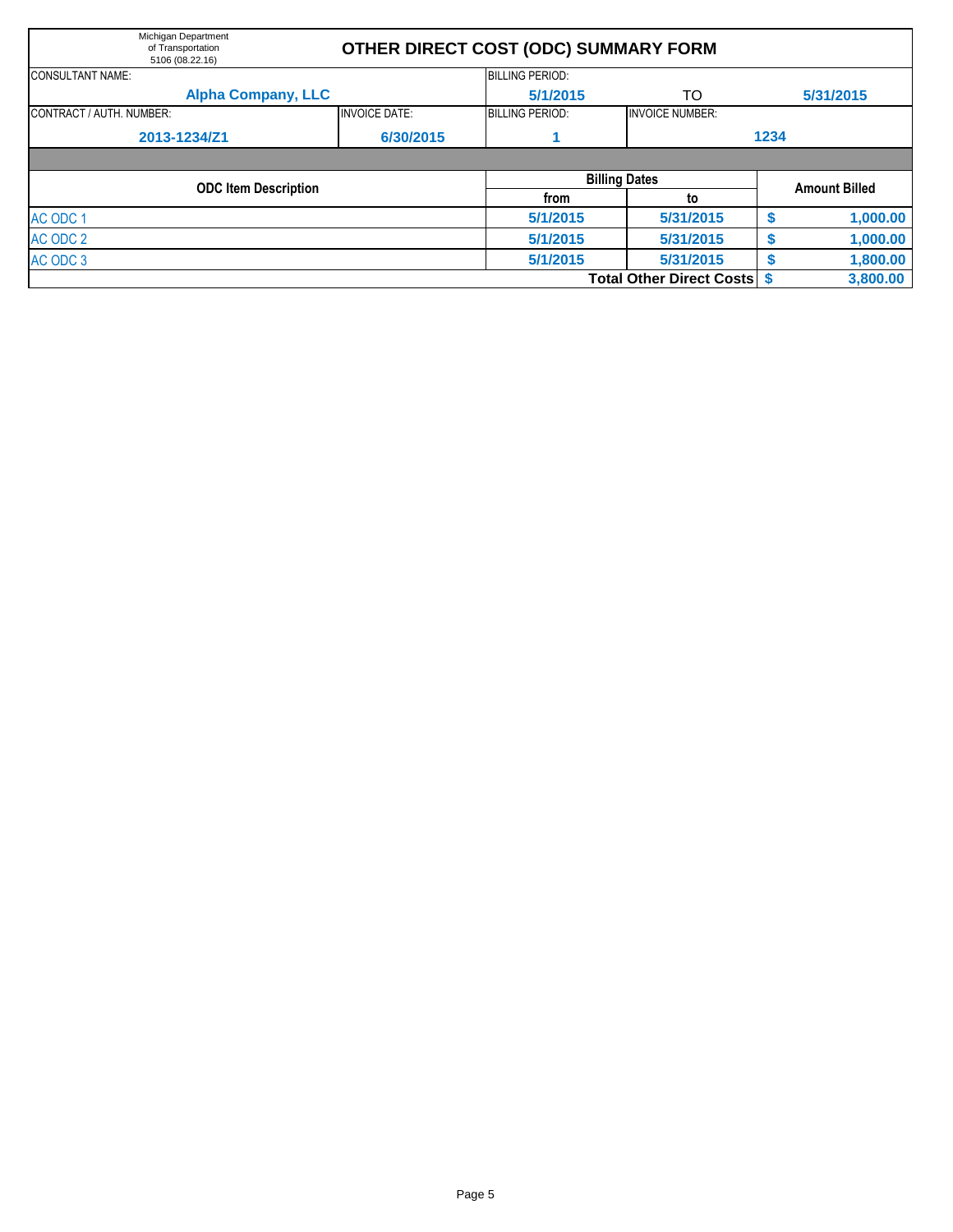Michigan Department of Transportation
5106 (08.22.16)

# OTHER DIRECT COST (ODC) SUMMARY FORM

| CONSULTANT NAME: | | BILLING PERIOD: | | |
|---|---|---|---|---|
| **Alpha Company, LLC** | | **5/1/2015** | TO | **5/31/2015** |
| CONTRACT / AUTH. NUMBER: | INVOICE DATE: | BILLING PERIOD: | INVOICE NUMBER: | |
| **2013-1234/Z1** | **6/30/2015** | **1** | **1234** | |

| ODC Item Description | Billing Dates | | Amount Billed |
|---|---|---|---|
| | from | to | |
| AC ODC 1 | **5/1/2015** | **5/31/2015** | **$ 1,000.00** |
| AC ODC 2 | **5/1/2015** | **5/31/2015** | **$ 1,000.00** |
| AC ODC 3 | **5/1/2015** | **5/31/2015** | **$ 1,800.00** |
| | | **Total Other Direct Costs** | **$ 3,800.00** |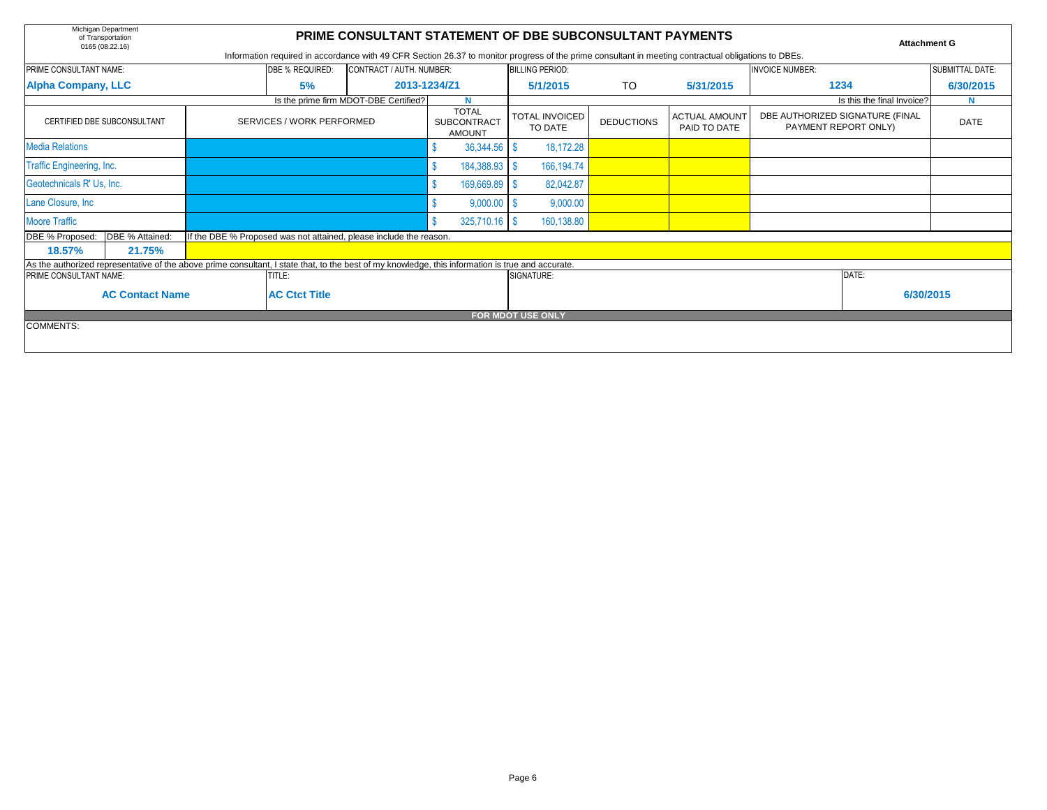Michigan Department of Transportation
0165 (08.22.16)

# PRIME CONSULTANT STATEMENT OF DBE SUBCONSULTANT PAYMENTS

**Attachment G**

Information required in accordance with 49 CFR Section 26.37 to monitor progress of the prime consultant in meeting contractual obligations to DBEs.

| PRIME CONSULTANT NAME: | DBE % REQUIRED: | CONTRACT / AUTH. NUMBER: | BILLING PERIOD: | | | INVOICE NUMBER: | SUBMITTAL DATE: |
|---|---|---|---|---|---|---|---|
| **Alpha Company, LLC** | **5%** | **2013-1234/Z1** | **5/1/2015** | TO | **5/31/2015** | **1234** | **6/30/2015** |

Is the prime firm MDOT-DBE Certified? **N**

Is this the final Invoice? **N**

| CERTIFIED DBE SUBCONSULTANT | SERVICES / WORK PERFORMED | TOTAL SUBCONTRACT AMOUNT | TOTAL INVOICED TO DATE | DEDUCTIONS | ACTUAL AMOUNT PAID TO DATE | DBE AUTHORIZED SIGNATURE (FINAL PAYMENT REPORT ONLY) | DATE |
|---|---|---|---|---|---|---|---|
| Media Relations | | $ 36,344.56 | $ 18,172.28 | | | | |
| Traffic Engineering, Inc. | | $ 184,388.93 | $ 166,194.74 | | | | |
| Geotechnicals R' Us, Inc. | | $ 169,669.89 | $ 82,042.87 | | | | |
| Lane Closure, Inc | | $ 9,000.00 | $ 9,000.00 | | | | |
| Moore Traffic | | $ 325,710.16 | $ 160,138.80 | | | | |

| DBE % Proposed: | DBE % Attained: | If the DBE % Proposed was not attained, please include the reason. |
|---|---|---|
| **18.57%** | **21.75%** | |

As the authorized representative of the above prime consultant, I state that, to the best of my knowledge, this information is true and accurate.

| PRIME CONSULTANT NAME: | TITLE: | SIGNATURE: | DATE: |
|---|---|---|---|
| **AC Contact Name** | **AC Ctct Title** | | **6/30/2015** |

**FOR MDOT USE ONLY**

COMMENTS: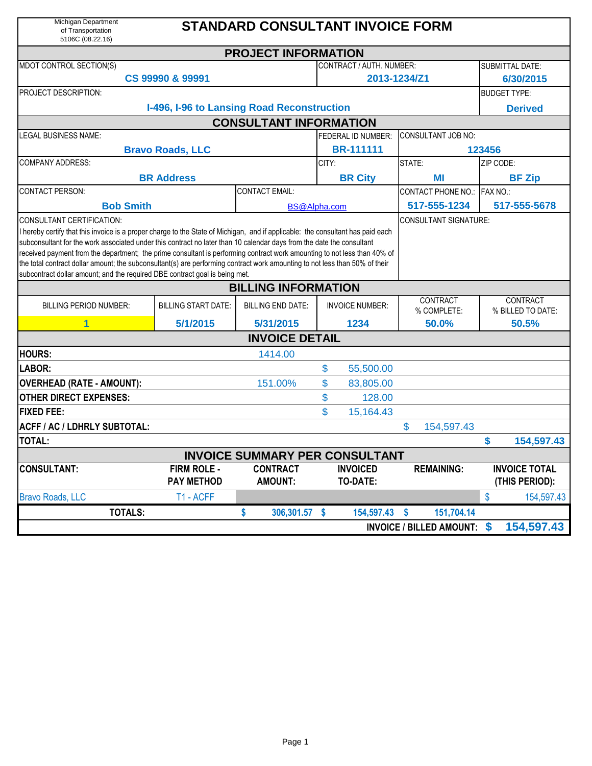Michigan Department of Transportation
5106C (08.22.16)

# STANDARD CONSULTANT INVOICE FORM

## PROJECT INFORMATION

| MDOT CONTROL SECTION(S) | CONTRACT / AUTH. NUMBER: | SUBMITTAL DATE: |
|---|---|---|
| **CS 99990 & 99991** | **2013-1234/Z1** | **6/30/2015** |

| PROJECT DESCRIPTION: | BUDGET TYPE: |
|---|---|
| **I-496, I-96 to Lansing Road Reconstruction** | **Derived** |

## CONSULTANT INFORMATION

| LEGAL BUSINESS NAME: | FEDERAL ID NUMBER: | CONSULTANT JOB NO: |
|---|---|---|
| **Bravo Roads, LLC** | **BR-111111** | **123456** |

| COMPANY ADDRESS: | CITY: | STATE: | ZIP CODE: |
|---|---|---|---|
| **BR Address** | **BR City** | **MI** | **BF Zip** |

| CONTACT PERSON: | CONTACT EMAIL: | CONTACT PHONE NO.: | FAX NO.: |
|---|---|---|---|
| **Bob Smith** | BS@Alpha.com | **517-555-1234** | **517-555-5678** |

CONSULTANT CERTIFICATION:
I hereby certify that this invoice is a proper charge to the State of Michigan, and if applicable: the consultant has paid each subconsultant for the work associated under this contract no later than 10 calendar days from the date the consultant received payment from the department; the prime consultant is performing contract work amounting to not less than 40% of the total contract dollar amount; the subconsultant(s) are performing contract work amounting to not less than 50% of their subcontract dollar amount; and the required DBE contract goal is being met.

CONSULTANT SIGNATURE:

## BILLING INFORMATION

| BILLING PERIOD NUMBER: | BILLING START DATE: | BILLING END DATE: | INVOICE NUMBER: | CONTRACT % COMPLETE: | CONTRACT % BILLED TO DATE: |
|---|---|---|---|---|---|
| **1** | **5/1/2015** | **5/31/2015** | **1234** | **50.0%** | **50.5%** |

## INVOICE DETAIL

| | | | | |
|---|---|---|---|---|
| **HOURS:** | 1414.00 | | | |
| **LABOR:** | | $ 55,500.00 | | |
| **OVERHEAD (RATE - AMOUNT):** | 151.00% | $ 83,805.00 | | |
| **OTHER DIRECT EXPENSES:** | | $ 128.00 | | |
| **FIXED FEE:** | | $ 15,164.43 | | |
| **ACFF / AC / LDHRLY SUBTOTAL:** | | | $ 154,597.43 | |
| **TOTAL:** | | | | **$ 154,597.43** |

## INVOICE SUMMARY PER CONSULTANT

| CONSULTANT: | FIRM ROLE - PAY METHOD | CONTRACT AMOUNT: | INVOICED TO-DATE: | REMAINING: | INVOICE TOTAL (THIS PERIOD): |
|---|---|---|---|---|---|
| Bravo Roads, LLC | T1 - ACFF | | | | $ 154,597.43 |
| **TOTALS:** | | **$ 306,301.57** | **$ 154,597.43** | **$ 151,704.14** | |
| | | | | **INVOICE / BILLED AMOUNT:** | **$ 154,597.43** |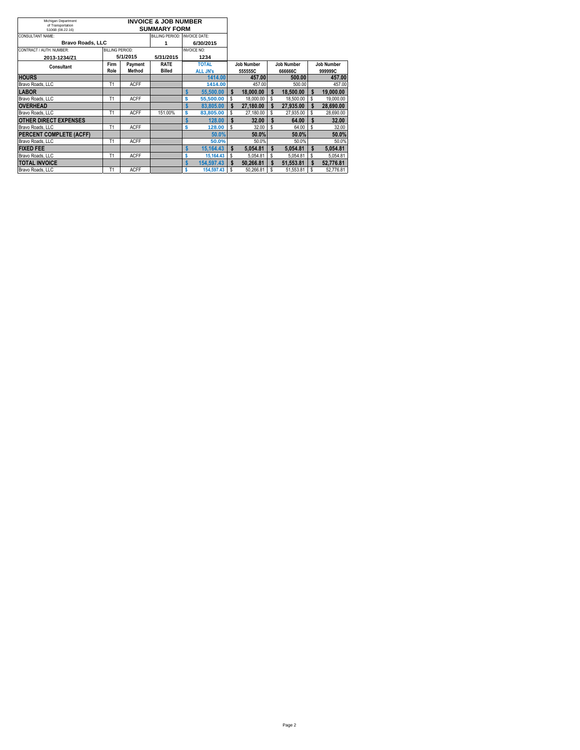Michigan Department of Transportation 5106B (08.22.16)

## INVOICE & JOB NUMBER SUMMARY FORM

| CONSULTANT NAME: | | | BILLING PERIOD: | INVOICE DATE: |
|---|---|---|---|---|
| **Bravo Roads, LLC** | | | 1 | 6/30/2015 |
| CONTRACT / AUTH. NUMBER: | BILLING PERIOD: | | | INVOICE NO: |
| 2013-1234/Z1 | 5/1/2015 | | 5/31/2015 | 1234 |

| Consultant | Firm Role | Payment Method | RATE Billed | TOTAL ALL JN's | Job Number 555555C | Job Number 666666C | Job Number 999999C |
|---|---|---|---|---|---|---|---|
| **HOURS** | | | | 1414.00 | 457.00 | 500.00 | 457.00 |
| Bravo Roads, LLC | T1 | ACFF | | 1414.00 | 457.00 | 500.00 | 457.00 |
| **LABOR** | | | | $ 55,500.00 | $ 18,000.00 | $ 18,500.00 | $ 19,000.00 |
| Bravo Roads, LLC | T1 | ACFF | | $ 55,500.00 | $ 18,000.00 | $ 18,500.00 | $ 19,000.00 |
| **OVERHEAD** | | | | $ 83,805.00 | $ 27,180.00 | $ 27,935.00 | $ 28,690.00 |
| Bravo Roads, LLC | T1 | ACFF | 151.00% | $ 83,805.00 | $ 27,180.00 | $ 27,935.00 | $ 28,690.00 |
| **OTHER DIRECT EXPENSES** | | | | $ 128.00 | $ 32.00 | $ 64.00 | $ 32.00 |
| Bravo Roads, LLC | T1 | ACFF | | $ 128.00 | $ 32.00 | $ 64.00 | $ 32.00 |
| **PERCENT COMPLETE (ACFF)** | | | | 50.0% | 50.0% | 50.0% | 50.0% |
| Bravo Roads, LLC | T1 | ACFF | | 50.0% | 50.0% | 50.0% | 50.0% |
| **FIXED FEE** | | | | $ 15,164.43 | $ 5,054.81 | $ 5,054.81 | $ 5,054.81 |
| Bravo Roads, LLC | T1 | ACFF | | $ 15,164.43 | $ 5,054.81 | $ 5,054.81 | $ 5,054.81 |
| **TOTAL INVOICE** | | | | $ 154,597.43 | $ 50,266.81 | $ 51,553.81 | $ 52,776.81 |
| Bravo Roads, LLC | T1 | ACFF | | $ 154,597.43 | $ 50,266.81 | $ 51,553.81 | $ 52,776.81 |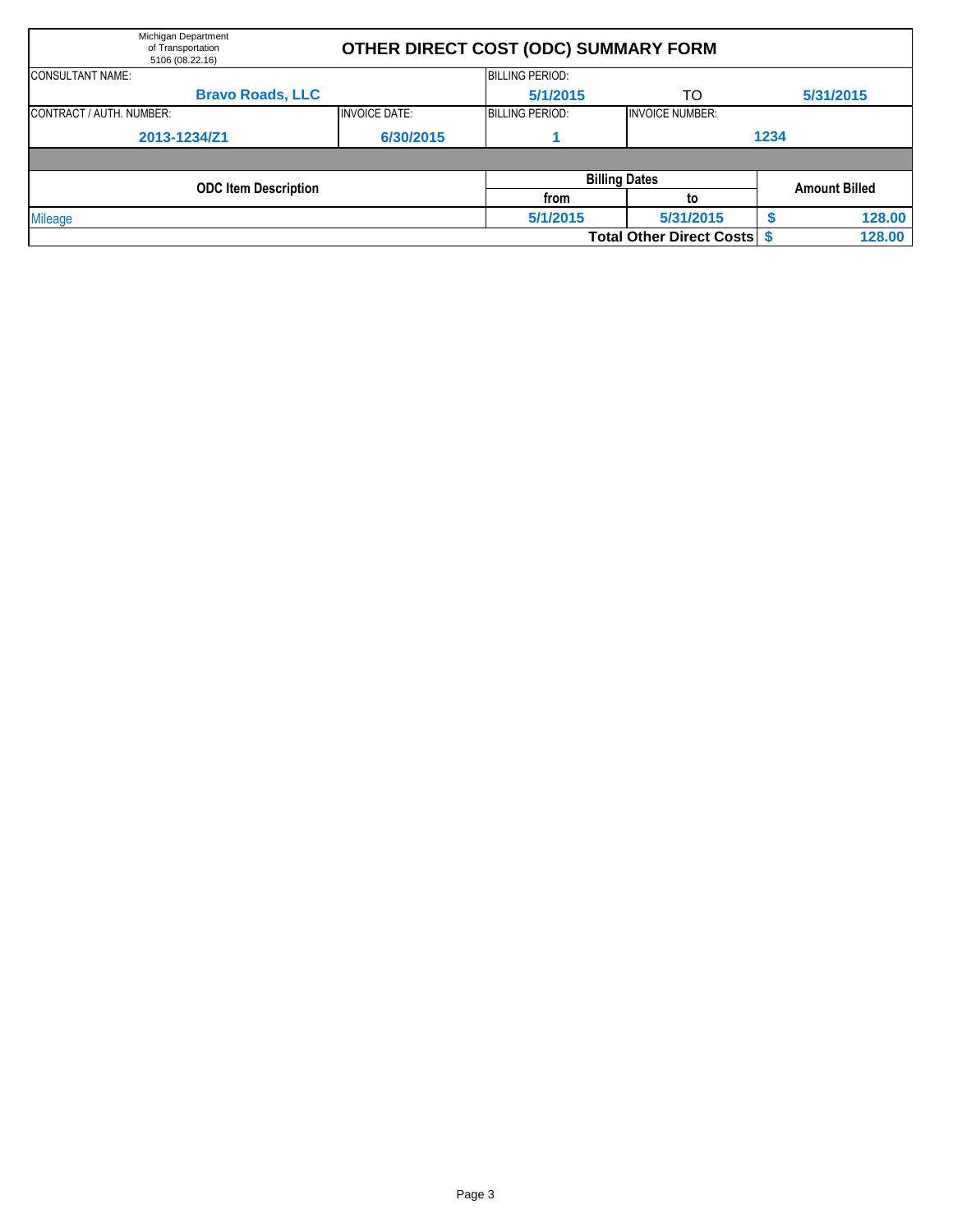Michigan Department of Transportation
5106 (08.22.16)

# OTHER DIRECT COST (ODC) SUMMARY FORM

| | | | | |
|---|---|---|---|---|
| CONSULTANT NAME: | | BILLING PERIOD: | | |
| **Bravo Roads, LLC** | | **5/1/2015** | TO | **5/31/2015** |
| CONTRACT / AUTH. NUMBER: | INVOICE DATE: | BILLING PERIOD: | INVOICE NUMBER: | |
| **2013-1234/Z1** | **6/30/2015** | **1** | **1234** | |

| ODC Item Description | Billing Dates | | Amount Billed |
|---|---|---|---|
| | from | to | |
| Mileage | 5/1/2015 | 5/31/2015 | $ 128.00 |
| | | **Total Other Direct Costs** | **$ 128.00** |